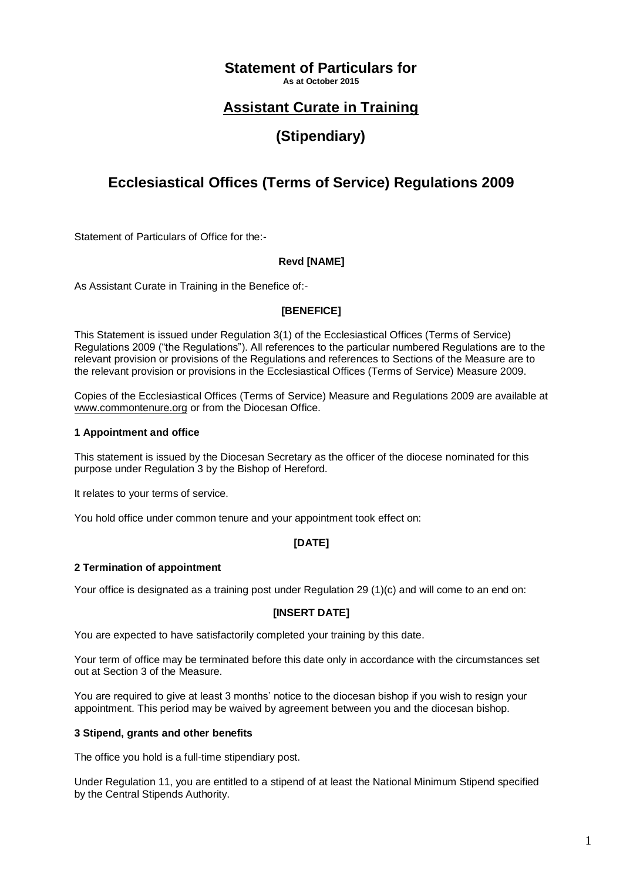# Statement of Particulars for

**As at October 2015**

## Assistant Curate in Training

## (Stipendiary)

# Ecclesiastical Offices (Terms of Service) Regulations 2009

Statement of Particulars of Office for the:-

**Revd [NAME]**

As Assistant Curate in Training in the Benefice of:-

**[BENEFICE]**

This Statement is issued under Regulation 3(1) of the Ecclesiastical Offices (Terms of Service) Regulations 2009 ("the Regulations"). All references to the particular numbered Regulations are to the relevant provision or provisions of the Regulations and references to Sections of the Measure are to the relevant provision or provisions in the Ecclesiastical Offices (Terms of Service) Measure 2009.

Copies of the Ecclesiastical Offices (Terms of Service) Measure and Regulations 2009 are available at www.commontenure.org or from the Diocesan Office.

### 1 Appointment and office

This statement is issued by the Diocesan Secretary as the officer of the diocese nominated for this purpose under Regulation 3 by the Bishop of Hereford.

It relates to your terms of service.

You hold office under common tenure and your appointment took effect on:

**[DATE]**

### 2 Termination of appointment

Your office is designated as a training post under Regulation 29 (1)(c) and will come to an end on:

**[INSERT DATE]**

You are expected to have satisfactorily completed your training by this date.

Your term of office may be terminated before this date only in accordance with the circumstances set out at Section 3 of the Measure.

You are required to give at least 3 months' notice to the diocesan bishop if you wish to resign your appointment. This period may be waived by agreement between you and the diocesan bishop.

### 3 Stipend, grants and other benefits

The office you hold is a full-time stipendiary post.

Under Regulation 11, you are entitled to a stipend of at least the National Minimum Stipend specified by the Central Stipends Authority.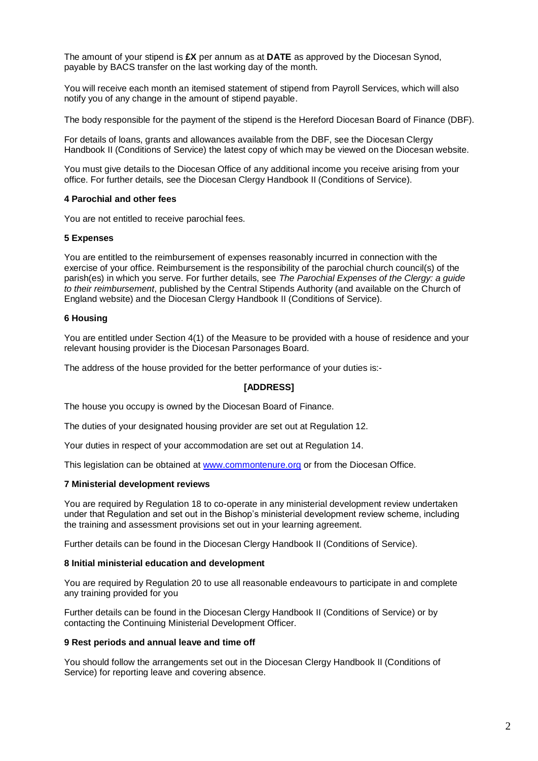The amount of your stipend is **£X** per annum as at **DATE** as approved by the Diocesan Synod, payable by BACS transfer on the last working day of the month.

You will receive each month an itemised statement of stipend from Payroll Services, which will also notify you of any change in the amount of stipend payable.

The body responsible for the payment of the stipend is the Hereford Diocesan Board of Finance (DBF).

For details of loans, grants and allowances available from the DBF, see the Diocesan Clergy Handbook II (Conditions of Service) the latest copy of which may be viewed on the Diocesan website.

You must give details to the Diocesan Office of any additional income you receive arising from your office. For further details, see the Diocesan Clergy Handbook II (Conditions of Service).

### 4 Parochial and other fees

You are not entitled to receive parochial fees.

### 5 Expenses

You are entitled to the reimbursement of expenses reasonably incurred in connection with the exercise of your office. Reimbursement is the responsibility of the parochial church council(s) of the parish(es) in which you serve. For further details, see *The Parochial Expenses of the Clergy: a guide to their reimbursement*, published by the Central Stipends Authority (and available on the Church of England website) and the Diocesan Clergy Handbook II (Conditions of Service).

### 6 Housing

You are entitled under Section 4(1) of the Measure to be provided with a house of residence and your relevant housing provider is the Diocesan Parsonages Board.

The address of the house provided for the better performance of your duties is:-

**[ADDRESS]**

The house you occupy is owned by the Diocesan Board of Finance.

The duties of your designated housing provider are set out at Regulation 12.

Your duties in respect of your accommodation are set out at Regulation 14.

This legislation can be obtained at www.commontenure.org or from the Diocesan Office.

### 7 Ministerial development reviews

You are required by Regulation 18 to co-operate in any ministerial development review undertaken under that Regulation and set out in the Bishop's ministerial development review scheme, including the training and assessment provisions set out in your learning agreement.

Further details can be found in the Diocesan Clergy Handbook II (Conditions of Service).

### 8 Initial ministerial education and development

You are required by Regulation 20 to use all reasonable endeavours to participate in and complete any training provided for you

Further details can be found in the Diocesan Clergy Handbook II (Conditions of Service) or by contacting the Continuing Ministerial Development Officer.

### 9 Rest periods and annual leave and time off

You should follow the arrangements set out in the Diocesan Clergy Handbook II (Conditions of Service) for reporting leave and covering absence.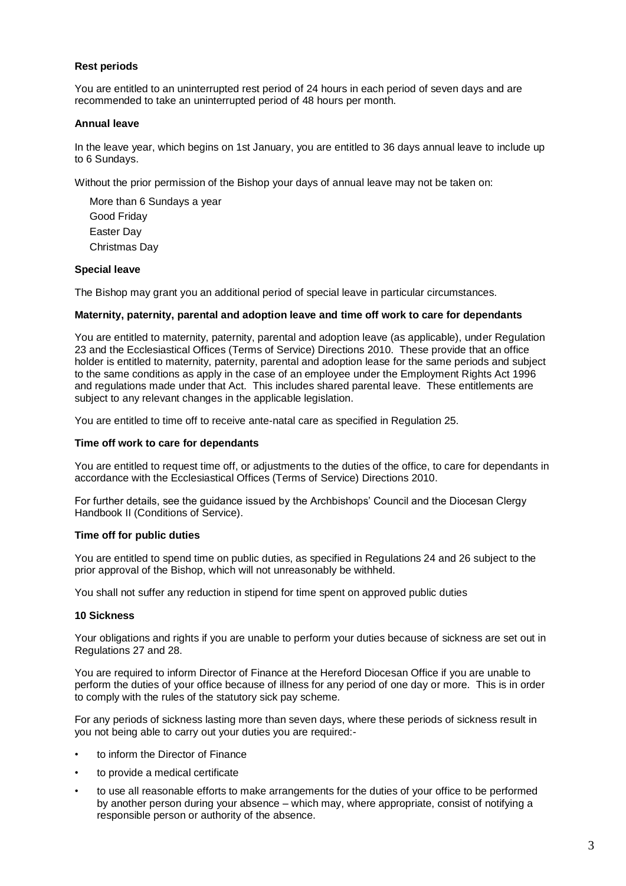**Rest periods**

You are entitled to an uninterrupted rest period of 24 hours in each period of seven days and are recommended to take an uninterrupted period of 48 hours per month.

**Annual leave**

In the leave year, which begins on 1st January, you are entitled to 36 days annual leave to include up to 6 Sundays.

Without the prior permission of the Bishop your days of annual leave may not be taken on:

More than 6 Sundays a year
Good Friday
Easter Day
Christmas Day

**Special leave**

The Bishop may grant you an additional period of special leave in particular circumstances.

**Maternity, paternity, parental and adoption leave and time off work to care for dependants**

You are entitled to maternity, paternity, parental and adoption leave (as applicable), under Regulation 23 and the Ecclesiastical Offices (Terms of Service) Directions 2010. These provide that an office holder is entitled to maternity, paternity, parental and adoption lease for the same periods and subject to the same conditions as apply in the case of an employee under the Employment Rights Act 1996 and regulations made under that Act. This includes shared parental leave. These entitlements are subject to any relevant changes in the applicable legislation.

You are entitled to time off to receive ante-natal care as specified in Regulation 25.

**Time off work to care for dependants**

You are entitled to request time off, or adjustments to the duties of the office, to care for dependants in accordance with the Ecclesiastical Offices (Terms of Service) Directions 2010.

For further details, see the guidance issued by the Archbishops' Council and the Diocesan Clergy Handbook II (Conditions of Service).

**Time off for public duties**

You are entitled to spend time on public duties, as specified in Regulations 24 and 26 subject to the prior approval of the Bishop, which will not unreasonably be withheld.

You shall not suffer any reduction in stipend for time spent on approved public duties

**10 Sickness**

Your obligations and rights if you are unable to perform your duties because of sickness are set out in Regulations 27 and 28.

You are required to inform Director of Finance at the Hereford Diocesan Office if you are unable to perform the duties of your office because of illness for any period of one day or more. This is in order to comply with the rules of the statutory sick pay scheme.

For any periods of sickness lasting more than seven days, where these periods of sickness result in you not being able to carry out your duties you are required:-

- to inform the Director of Finance
- to provide a medical certificate
- to use all reasonable efforts to make arrangements for the duties of your office to be performed by another person during your absence – which may, where appropriate, consist of notifying a responsible person or authority of the absence.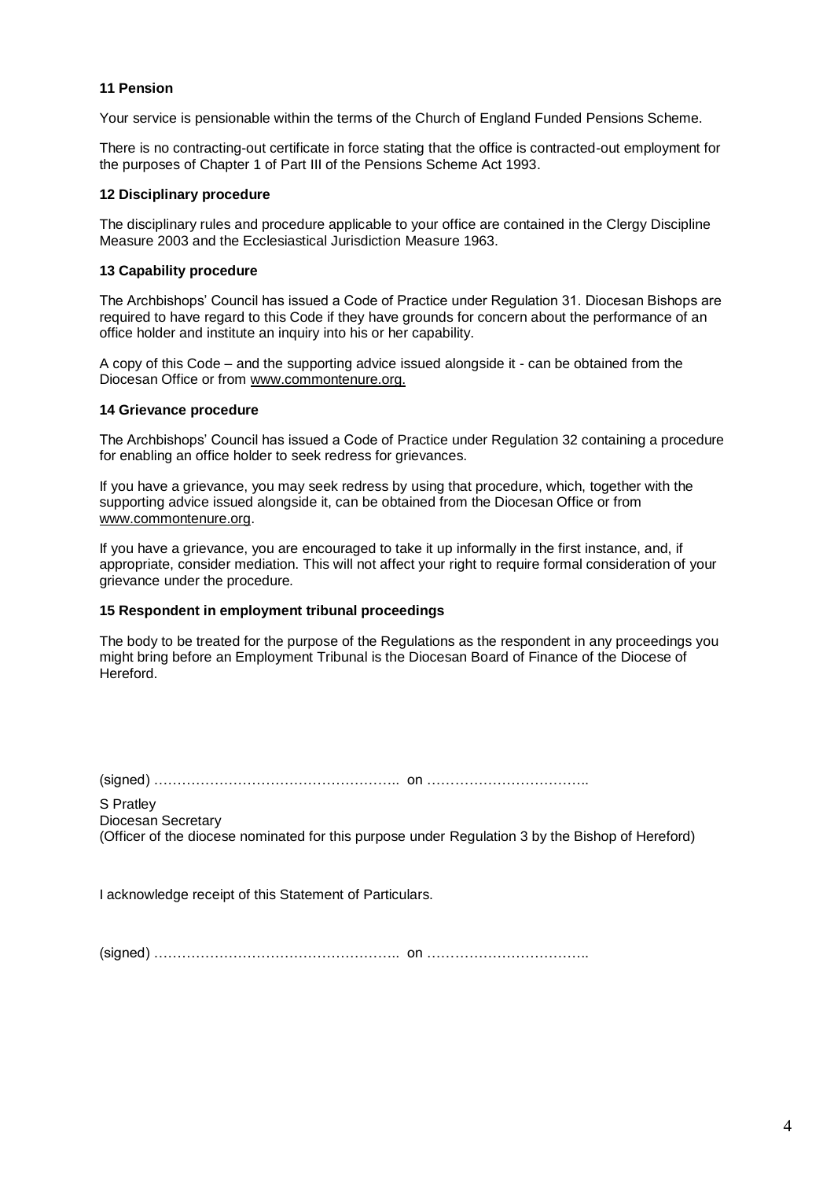**11 Pension**

Your service is pensionable within the terms of the Church of England Funded Pensions Scheme.

There is no contracting-out certificate in force stating that the office is contracted-out employment for the purposes of Chapter 1 of Part III of the Pensions Scheme Act 1993.

**12 Disciplinary procedure**

The disciplinary rules and procedure applicable to your office are contained in the Clergy Discipline Measure 2003 and the Ecclesiastical Jurisdiction Measure 1963.

**13 Capability procedure**

The Archbishops' Council has issued a Code of Practice under Regulation 31. Diocesan Bishops are required to have regard to this Code if they have grounds for concern about the performance of an office holder and institute an inquiry into his or her capability.

A copy of this Code – and the supporting advice issued alongside it - can be obtained from the Diocesan Office or from www.commontenure.org.

**14 Grievance procedure**

The Archbishops' Council has issued a Code of Practice under Regulation 32 containing a procedure for enabling an office holder to seek redress for grievances.

If you have a grievance, you may seek redress by using that procedure, which, together with the supporting advice issued alongside it, can be obtained from the Diocesan Office or from www.commontenure.org.

If you have a grievance, you are encouraged to take it up informally in the first instance, and, if appropriate, consider mediation. This will not affect your right to require formal consideration of your grievance under the procedure.

**15 Respondent in employment tribunal proceedings**

The body to be treated for the purpose of the Regulations as the respondent in any proceedings you might bring before an Employment Tribunal is the Diocesan Board of Finance of the Diocese of Hereford.

(signed) …………………………………………….. on ……………………………..

S Pratley
Diocesan Secretary
(Officer of the diocese nominated for this purpose under Regulation 3 by the Bishop of Hereford)

I acknowledge receipt of this Statement of Particulars.

(signed) …………………………………………….. on ……………………………..